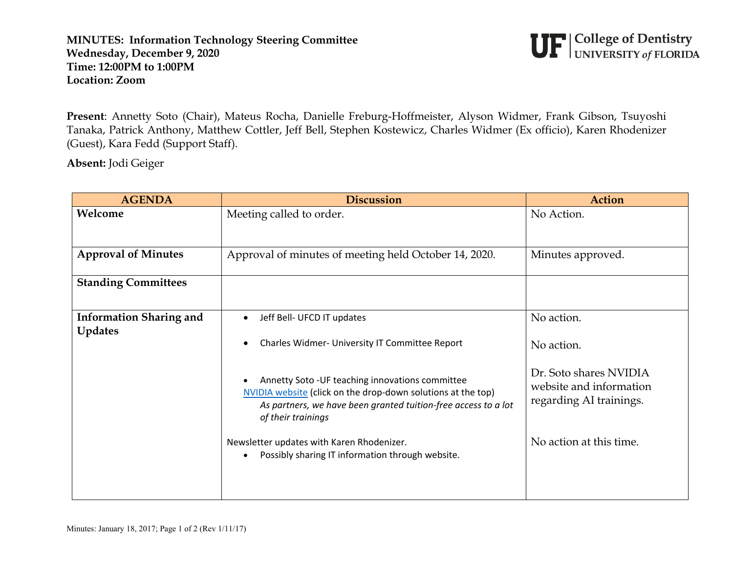**MINUTES: Information Technology Steering Committee**
**Wednesday, December 9, 2020**
**Time: 12:00PM to 1:00PM**
**Location: Zoom**

UF | College of Dentistry UNIVERSITY of FLORIDA

**Present**: Annetty Soto (Chair), Mateus Rocha, Danielle Freburg-Hoffmeister, Alyson Widmer, Frank Gibson, Tsuyoshi Tanaka, Patrick Anthony, Matthew Cottler, Jeff Bell, Stephen Kostewicz, Charles Widmer (Ex officio), Karen Rhodenizer (Guest), Kara Fedd (Support Staff).

**Absent:** Jodi Geiger

| AGENDA | Discussion | Action |
|---|---|---|
| **Welcome** | Meeting called to order. | No Action. |
| **Approval of Minutes** | Approval of minutes of meeting held October 14, 2020. | Minutes approved. |
| **Standing Committees** | | |
| **Information Sharing and Updates** | • Jeff Bell- UFCD IT updates<br><br>• Charles Widmer- University IT Committee Report<br><br>• Annetty Soto -UF teaching innovations committee<br>[NVIDIA website] (click on the drop-down solutions at the top)<br>*As partners, we have been granted tuition-free access to a lot of their trainings*<br><br>Newsletter updates with Karen Rhodenizer.<br>• Possibly sharing IT information through website. | No action.<br><br>No action.<br><br>Dr. Soto shares NVIDIA website and information regarding AI trainings.<br><br>No action at this time. |

Minutes: January 18, 2017; Page 1 of 2 (Rev 1/11/17)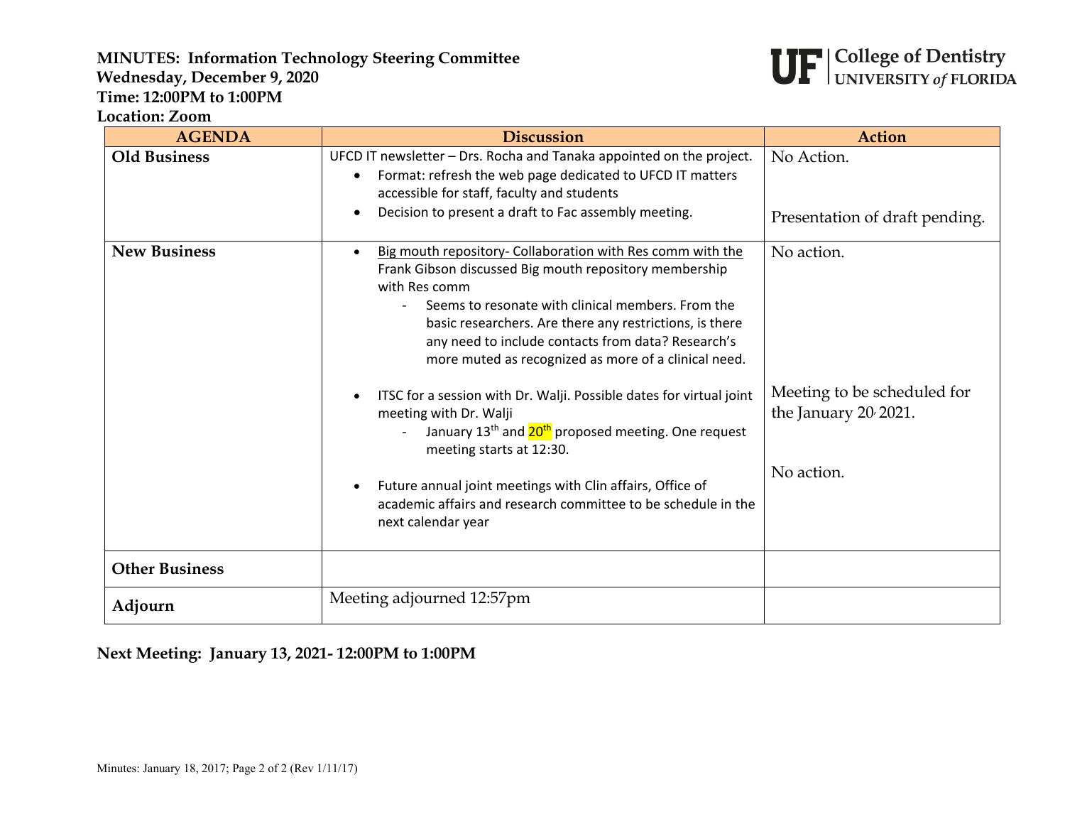**MINUTES: Information Technology Steering Committee**
**Wednesday, December 9, 2020**
**Time: 12:00PM to 1:00PM**
**Location: Zoom**

UF | College of Dentistry UNIVERSITY of FLORIDA

| AGENDA | Discussion | Action |
|---|---|---|
| **Old Business** | UFCD IT newsletter – Drs. Rocha and Tanaka appointed on the project.<br>• Format: refresh the web page dedicated to UFCD IT matters accessible for staff, faculty and students<br>• Decision to present a draft to Fac assembly meeting. | No Action.<br><br>Presentation of draft pending. |
| **New Business** | • Big mouth repository- Collaboration with Res comm with the Frank Gibson discussed Big mouth repository membership with Res comm<br>- Seems to resonate with clinical members. From the basic researchers. Are there any restrictions, is there any need to include contacts from data? Research's more muted as recognized as more of a clinical need.<br><br>• ITSC for a session with Dr. Walji. Possible dates for virtual joint meeting with Dr. Walji<br>- January 13th and 20th proposed meeting. One request meeting starts at 12:30.<br><br>• Future annual joint meetings with Clin affairs, Office of academic affairs and research committee to be schedule in the next calendar year | No action.<br><br>Meeting to be scheduled for the January 20, 2021.<br><br>No action. |
| **Other Business** | | |
| **Adjourn** | Meeting adjourned 12:57pm | |

**Next Meeting: January 13, 2021- 12:00PM to 1:00PM**

Minutes: January 18, 2017; Page 2 of 2 (Rev 1/11/17)